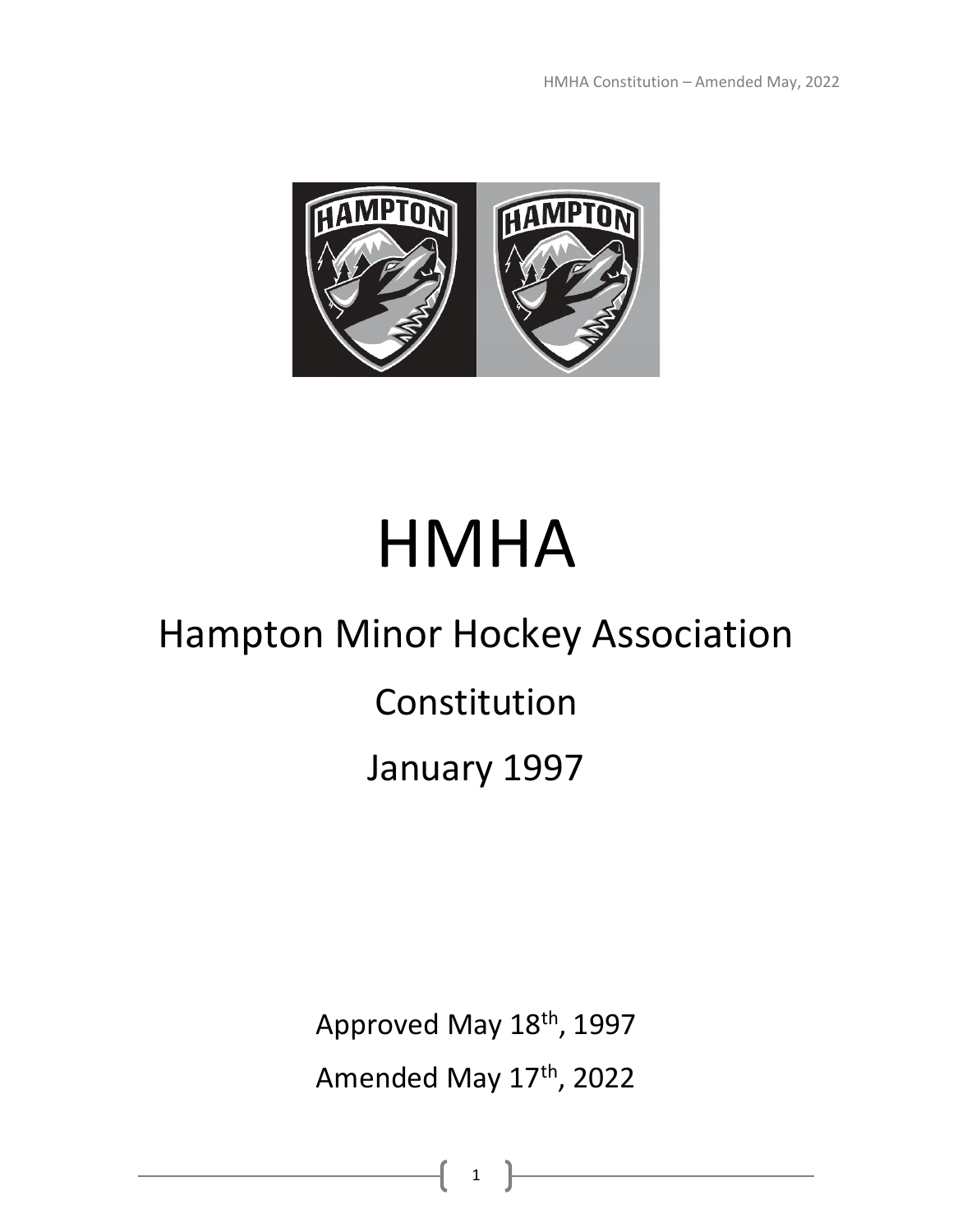# HMHA

## Hampton Minor Hockey Association

## Constitution

## January 1997

Approved May 18th, 1997

Amended May 17th, 2022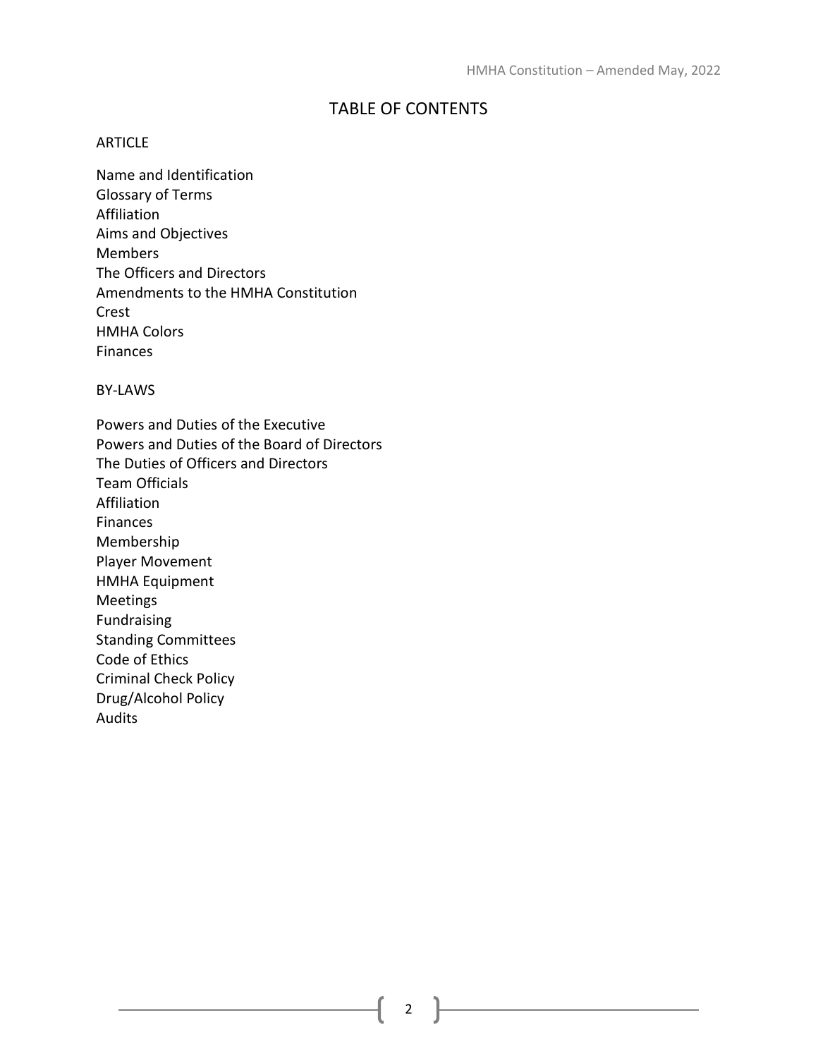# TABLE OF CONTENTS

ARTICLE

Name and Identification
Glossary of Terms
Affiliation
Aims and Objectives
Members
The Officers and Directors
Amendments to the HMHA Constitution
Crest
HMHA Colors
Finances

BY-LAWS

Powers and Duties of the Executive
Powers and Duties of the Board of Directors
The Duties of Officers and Directors
Team Officials
Affiliation
Finances
Membership
Player Movement
HMHA Equipment
Meetings
Fundraising
Standing Committees
Code of Ethics
Criminal Check Policy
Drug/Alcohol Policy
Audits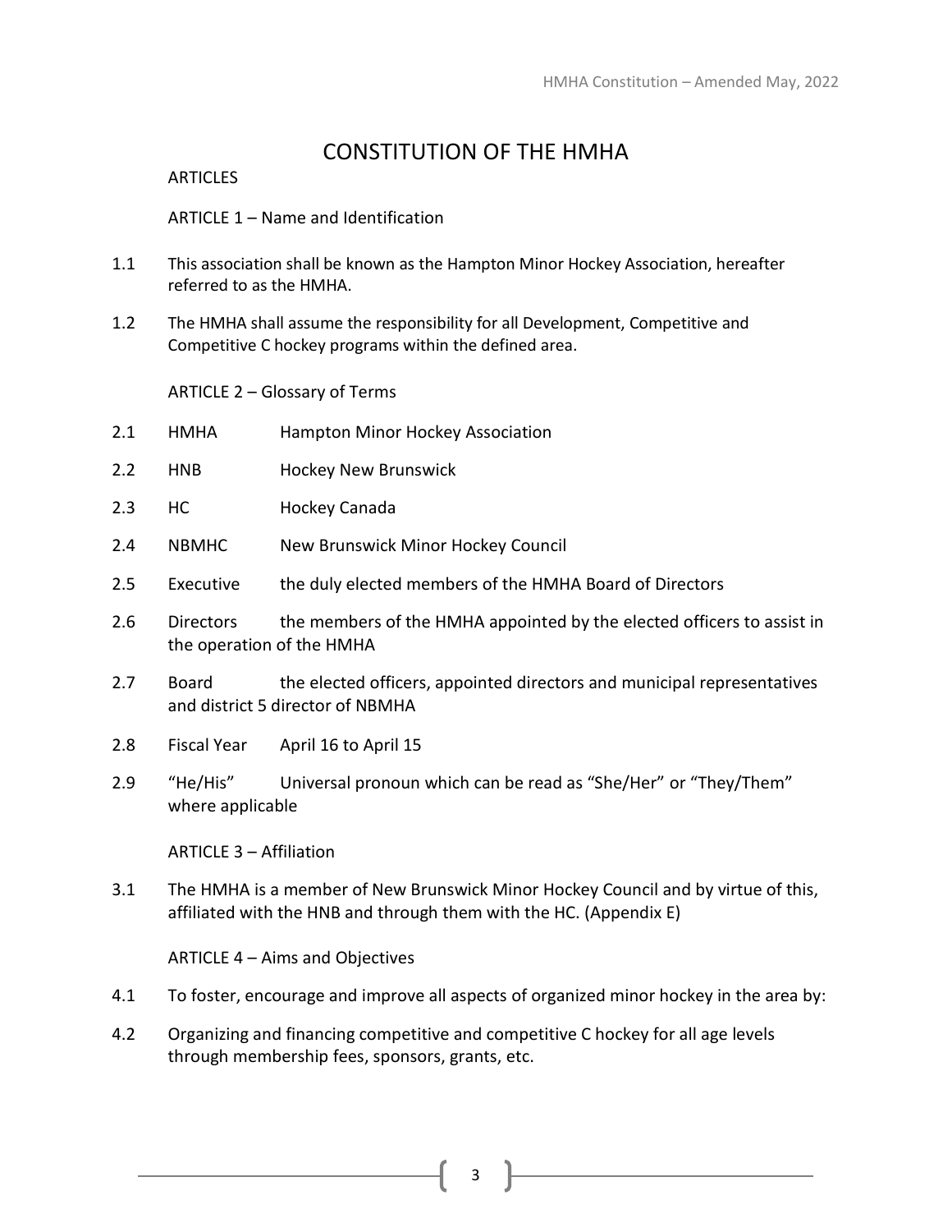# CONSTITUTION OF THE HMHA

ARTICLES

## ARTICLE 1 – Name and Identification

1.1 This association shall be known as the Hampton Minor Hockey Association, hereafter referred to as the HMHA.

1.2 The HMHA shall assume the responsibility for all Development, Competitive and Competitive C hockey programs within the defined area.

## ARTICLE 2 – Glossary of Terms

2.1 HMHA Hampton Minor Hockey Association

2.2 HNB Hockey New Brunswick

2.3 HC Hockey Canada

2.4 NBMHC New Brunswick Minor Hockey Council

2.5 Executive the duly elected members of the HMHA Board of Directors

2.6 Directors the members of the HMHA appointed by the elected officers to assist in the operation of the HMHA

2.7 Board the elected officers, appointed directors and municipal representatives and district 5 director of NBMHA

2.8 Fiscal Year April 16 to April 15

2.9 "He/His" Universal pronoun which can be read as "She/Her" or "They/Them" where applicable

## ARTICLE 3 – Affiliation

3.1 The HMHA is a member of New Brunswick Minor Hockey Council and by virtue of this, affiliated with the HNB and through them with the HC. (Appendix E)

## ARTICLE 4 – Aims and Objectives

4.1 To foster, encourage and improve all aspects of organized minor hockey in the area by:

4.2 Organizing and financing competitive and competitive C hockey for all age levels through membership fees, sponsors, grants, etc.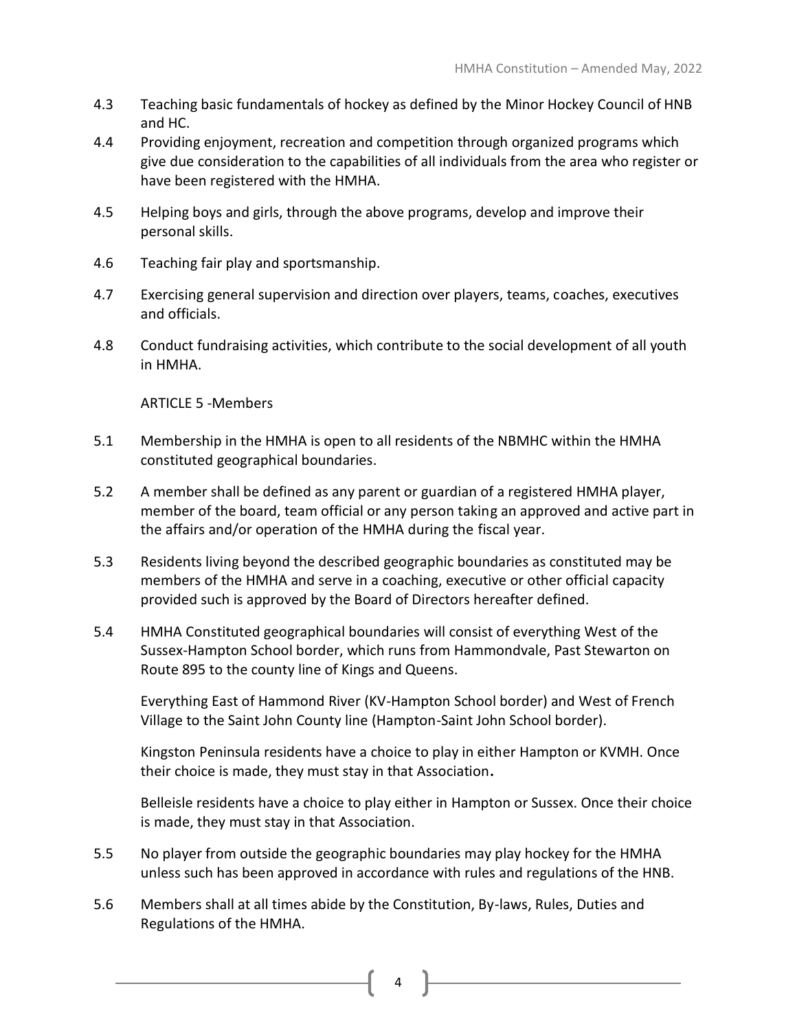4.3 Teaching basic fundamentals of hockey as defined by the Minor Hockey Council of HNB and HC.

4.4 Providing enjoyment, recreation and competition through organized programs which give due consideration to the capabilities of all individuals from the area who register or have been registered with the HMHA.

4.5 Helping boys and girls, through the above programs, develop and improve their personal skills.

4.6 Teaching fair play and sportsmanship.

4.7 Exercising general supervision and direction over players, teams, coaches, executives and officials.

4.8 Conduct fundraising activities, which contribute to the social development of all youth in HMHA.

## ARTICLE 5 -Members

5.1 Membership in the HMHA is open to all residents of the NBMHC within the HMHA constituted geographical boundaries.

5.2 A member shall be defined as any parent or guardian of a registered HMHA player, member of the board, team official or any person taking an approved and active part in the affairs and/or operation of the HMHA during the fiscal year.

5.3 Residents living beyond the described geographic boundaries as constituted may be members of the HMHA and serve in a coaching, executive or other official capacity provided such is approved by the Board of Directors hereafter defined.

5.4 HMHA Constituted geographical boundaries will consist of everything West of the Sussex-Hampton School border, which runs from Hammondvale, Past Stewarton on Route 895 to the county line of Kings and Queens.

Everything East of Hammond River (KV-Hampton School border) and West of French Village to the Saint John County line (Hampton-Saint John School border).

Kingston Peninsula residents have a choice to play in either Hampton or KVMH. Once their choice is made, they must stay in that Association**.**

Belleisle residents have a choice to play either in Hampton or Sussex. Once their choice is made, they must stay in that Association.

5.5 No player from outside the geographic boundaries may play hockey for the HMHA unless such has been approved in accordance with rules and regulations of the HNB.

5.6 Members shall at all times abide by the Constitution, By-laws, Rules, Duties and Regulations of the HMHA.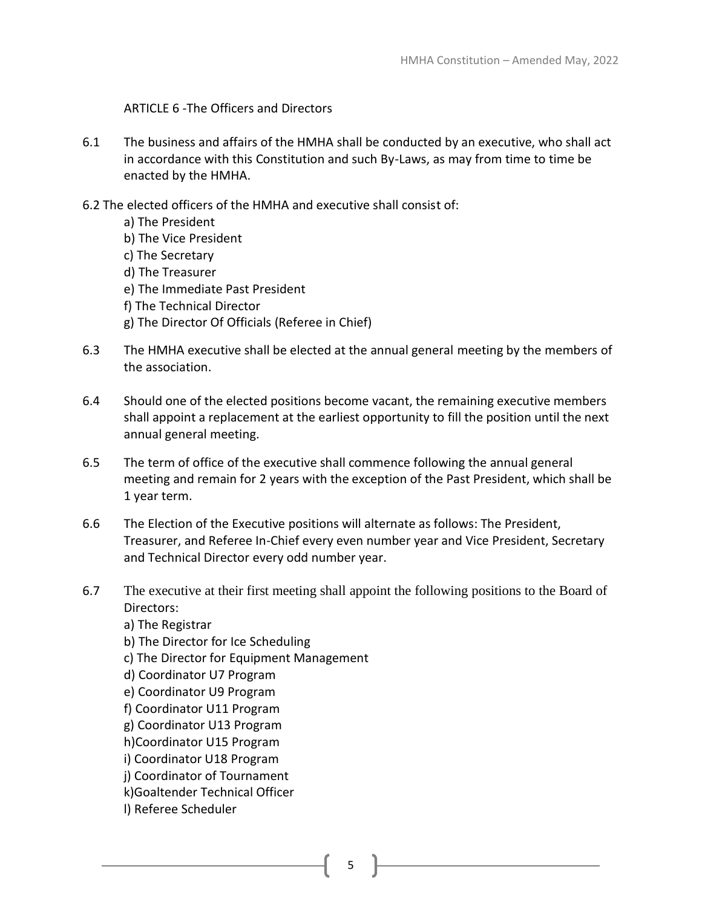## ARTICLE 6 -The Officers and Directors

6.1 The business and affairs of the HMHA shall be conducted by an executive, who shall act in accordance with this Constitution and such By-Laws, as may from time to time be enacted by the HMHA.

6.2 The elected officers of the HMHA and executive shall consist of:

a) The President
b) The Vice President
c) The Secretary
d) The Treasurer
e) The Immediate Past President
f) The Technical Director
g) The Director Of Officials (Referee in Chief)

6.3 The HMHA executive shall be elected at the annual general meeting by the members of the association.

6.4 Should one of the elected positions become vacant, the remaining executive members shall appoint a replacement at the earliest opportunity to fill the position until the next annual general meeting.

6.5 The term of office of the executive shall commence following the annual general meeting and remain for 2 years with the exception of the Past President, which shall be 1 year term.

6.6 The Election of the Executive positions will alternate as follows: The President, Treasurer, and Referee In-Chief every even number year and Vice President, Secretary and Technical Director every odd number year.

6.7 The executive at their first meeting shall appoint the following positions to the Board of Directors:

a) The Registrar
b) The Director for Ice Scheduling
c) The Director for Equipment Management
d) Coordinator U7 Program
e) Coordinator U9 Program
f) Coordinator U11 Program
g) Coordinator U13 Program
h)Coordinator U15 Program
i) Coordinator U18 Program
j) Coordinator of Tournament
k)Goaltender Technical Officer
l) Referee Scheduler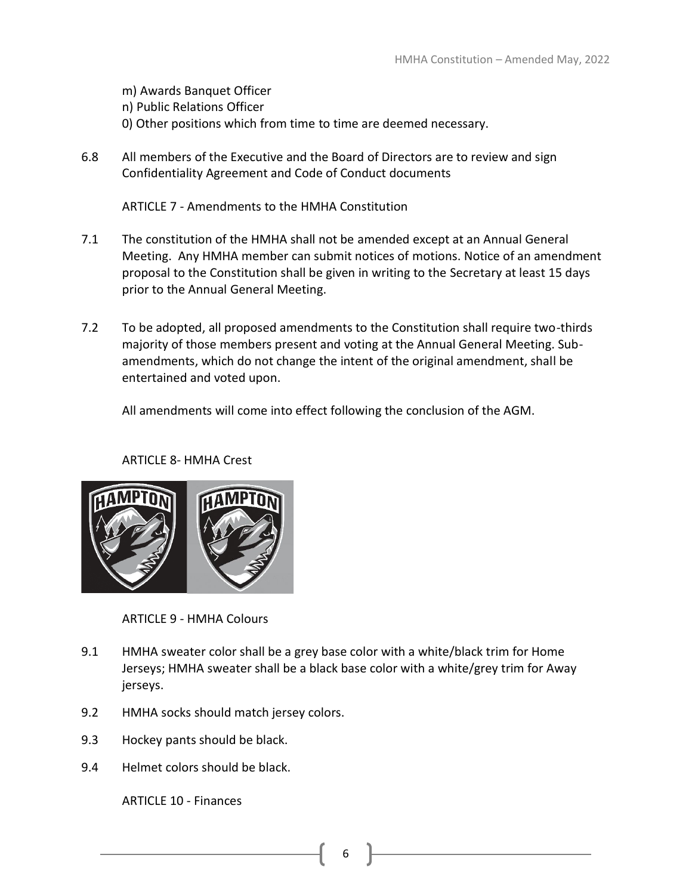m) Awards Banquet Officer
n) Public Relations Officer
0) Other positions which from time to time are deemed necessary.

6.8 All members of the Executive and the Board of Directors are to review and sign Confidentiality Agreement and Code of Conduct documents

## ARTICLE 7 - Amendments to the HMHA Constitution

7.1 The constitution of the HMHA shall not be amended except at an Annual General Meeting. Any HMHA member can submit notices of motions. Notice of an amendment proposal to the Constitution shall be given in writing to the Secretary at least 15 days prior to the Annual General Meeting.

7.2 To be adopted, all proposed amendments to the Constitution shall require two-thirds majority of those members present and voting at the Annual General Meeting. Sub-amendments, which do not change the intent of the original amendment, shall be entertained and voted upon.

All amendments will come into effect following the conclusion of the AGM.

## ARTICLE 8- HMHA Crest

## ARTICLE 9 - HMHA Colours

9.1 HMHA sweater color shall be a grey base color with a white/black trim for Home Jerseys; HMHA sweater shall be a black base color with a white/grey trim for Away jerseys.

9.2 HMHA socks should match jersey colors.

9.3 Hockey pants should black.

9.4 Helmet colors should be black.

## ARTICLE 10 - Finances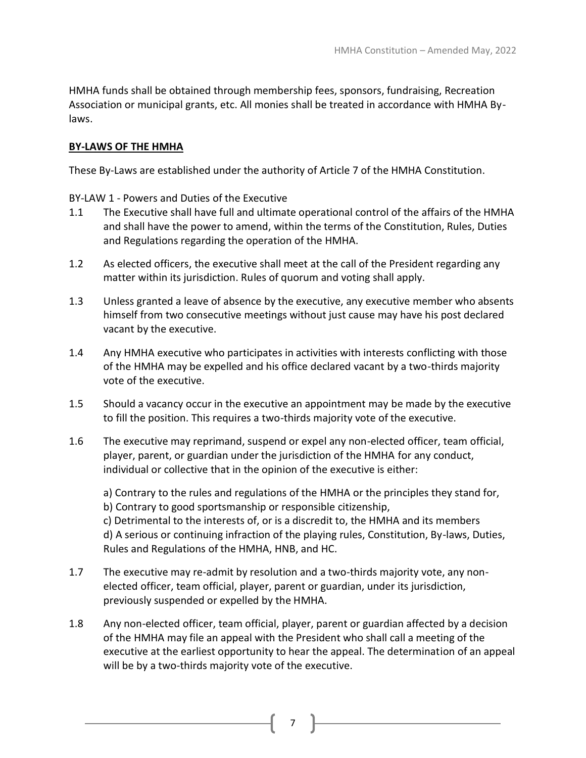HMHA funds shall be obtained through membership fees, sponsors, fundraising, Recreation Association or municipal grants, etc. All monies shall be treated in accordance with HMHA By-laws.

## **BY-LAWS OF THE HMHA**

These By-Laws are established under the authority of Article 7 of the HMHA Constitution.

BY-LAW 1 - Powers and Duties of the Executive

1.1 The Executive shall have full and ultimate operational control of the affairs of the HMHA and shall have the power to amend, within the terms of the Constitution, Rules, Duties and Regulations regarding the operation of the HMHA.

1.2 As elected officers, the executive shall meet at the call of the President regarding any matter within its jurisdiction. Rules of quorum and voting shall apply.

1.3 Unless granted a leave of absence by the executive, any executive member who absents himself from two consecutive meetings without just cause may have his post declared vacant by the executive.

1.4 Any HMHA executive who participates in activities with interests conflicting with those of the HMHA may be expelled and his office declared vacant by a two-thirds majority vote of the executive.

1.5 Should a vacancy occur in the executive an appointment may be made by the executive to fill the position. This requires a two-thirds majority vote of the executive.

1.6 The executive may reprimand, suspend or expel any non-elected officer, team official, player, parent, or guardian under the jurisdiction of the HMHA for any conduct, individual or collective that in the opinion of the executive is either:

a) Contrary to the rules and regulations of the HMHA or the principles they stand for,
b) Contrary to good sportsmanship or responsible citizenship,
c) Detrimental to the interests of, or is a discredit to, the HMHA and its members
d) A serious or continuing infraction of the playing rules, Constitution, By-laws, Duties, Rules and Regulations of the HMHA, HNB, and HC.

1.7 The executive may re-admit by resolution and a two-thirds majority vote, any non-elected officer, team official, player, parent or guardian, under its jurisdiction, previously suspended or expelled by the HMHA.

1.8 Any non-elected officer, team official, player, parent or guardian affected by a decision of the HMHA may file an appeal with the President who shall call a meeting of the executive at the earliest opportunity to hear the appeal. The determination of an appeal will be by a two-thirds majority vote of the executive.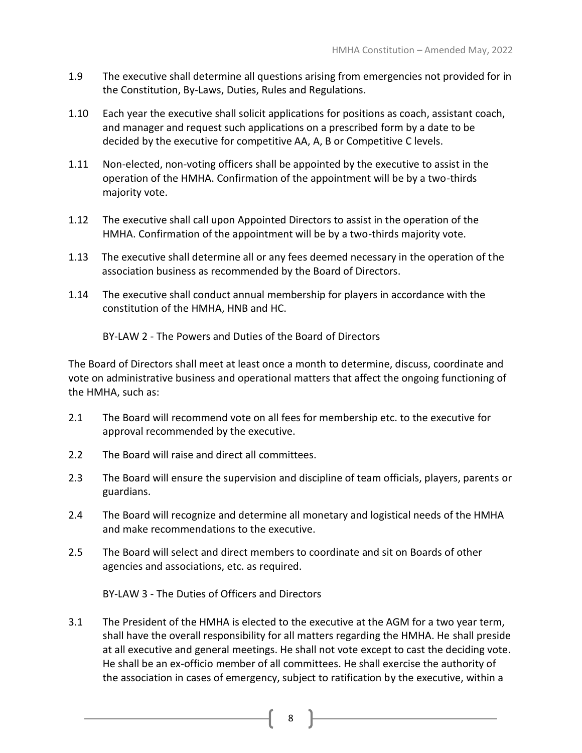1.9 The executive shall determine all questions arising from emergencies not provided for in the Constitution, By-Laws, Duties, Rules and Regulations.

1.10 Each year the executive shall solicit applications for positions as coach, assistant coach, and manager and request such applications on a prescribed form by a date to be decided by the executive for competitive AA, A, B or Competitive C levels.

1.11 Non-elected, non-voting officers shall be appointed by the executive to assist in the operation of the HMHA. Confirmation of the appointment will be by a two-thirds majority vote.

1.12 The executive shall call upon Appointed Directors to assist in the operation of the HMHA. Confirmation of the appointment will be by a two-thirds majority vote.

1.13 The executive shall determine all or any fees deemed necessary in the operation of the association business as recommended by the Board of Directors.

1.14 The executive shall conduct annual membership for players in accordance with the constitution of the HMHA, HNB and HC.

## BY-LAW 2 - The Powers and Duties of the Board of Directors

The Board of Directors shall meet at least once a month to determine, discuss, coordinate and vote on administrative business and operational matters that affect the ongoing functioning of the HMHA, such as:

2.1 The Board will recommend vote on all fees for membership etc. to the executive for approval recommended by the executive.

2.2 The Board will raise and direct all committees.

2.3 The Board will ensure the supervision and discipline of team officials, players, parents or guardians.

2.4 The Board will recognize and determine all monetary and logistical needs of the HMHA and make recommendations to the executive.

2.5 The Board will select and direct members to coordinate and sit on Boards of other agencies and associations, etc. as required.

## BY-LAW 3 - The Duties of Officers and Directors

3.1 The President of the HMHA is elected to the executive at the AGM for a two year term, shall have the overall responsibility for all matters regarding the HMHA. He shall preside at all executive and general meetings. He shall not vote except to cast the deciding vote. He shall be an ex-officio member of all committees. He shall exercise the authority of the association in cases of emergency, subject to ratification by the executive, within a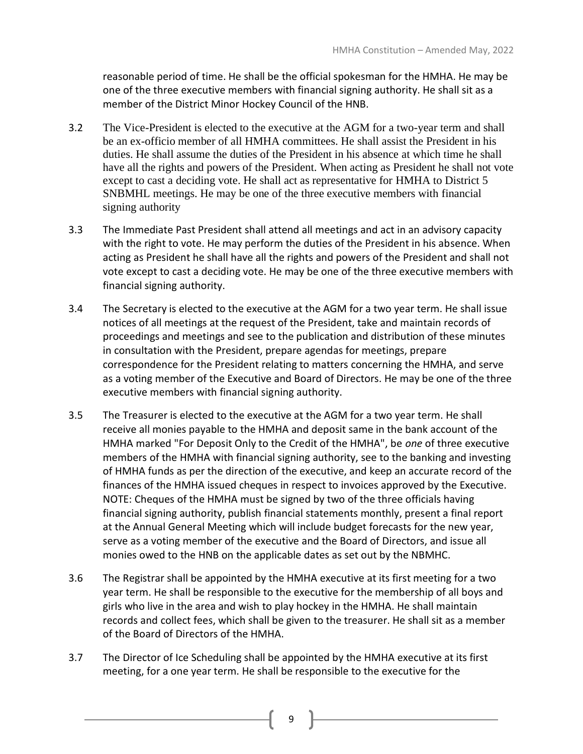reasonable period of time. He shall be the official spokesman for the HMHA. He may be one of the three executive members with financial signing authority. He shall sit as a member of the District Minor Hockey Council of the HNB.

3.2 The Vice-President is elected to the executive at the AGM for a two-year term and shall be an ex-officio member of all HMHA committees. He shall assist the President in his duties. He shall assume the duties of the President in his absence at which time he shall have all the rights and powers of the President. When acting as President he shall not vote except to cast a deciding vote. He shall act as representative for HMHA to District 5 SNBMHL meetings. He may be one of the three executive members with financial signing authority

3.3 The Immediate Past President shall attend all meetings and act in an advisory capacity with the right to vote. He may perform the duties of the President in his absence. When acting as President he shall have all the rights and powers of the President and shall not vote except to cast a deciding vote. He may be one of the three executive members with financial signing authority.

3.4 The Secretary is elected to the executive at the AGM for a two year term. He shall issue notices of all meetings at the request of the President, take and maintain records of proceedings and meetings and see to the publication and distribution of these minutes in consultation with the President, prepare agendas for meetings, prepare correspondence for the President relating to matters concerning the HMHA, and serve as a voting member of the Executive and Board of Directors. He may be one of the three executive members with financial signing authority.

3.5 The Treasurer is elected to the executive at the AGM for a two year term. He shall receive all monies payable to the HMHA and deposit same in the bank account of the HMHA marked "For Deposit Only to the Credit of the HMHA", be *one* of three executive members of the HMHA with financial signing authority, see to the banking and investing of HMHA funds as per the direction of the executive, and keep an accurate record of the finances of the HMHA issued cheques in respect to invoices approved by the Executive. NOTE: Cheques of the HMHA must be signed by two of the three officials having financial signing authority, publish financial statements monthly, present a final report at the Annual General Meeting which will include budget forecasts for the new year, serve as a voting member of the executive and the Board of Directors, and issue all monies owed to the HNB on the applicable dates as set out by the NBMHC.

3.6 The Registrar shall be appointed by the HMHA executive at its first meeting for a two year term. He shall be responsible to the executive for the membership of all boys and girls who live in the area and wish to play hockey in the HMHA. He shall maintain records and collect fees, which shall be given to the treasurer. He shall sit as a member of the Board of Directors of the HMHA.

3.7 The Director of Ice Scheduling shall be appointed by the HMHA executive at its first meeting, for a one year term. He shall be responsible to the executive for the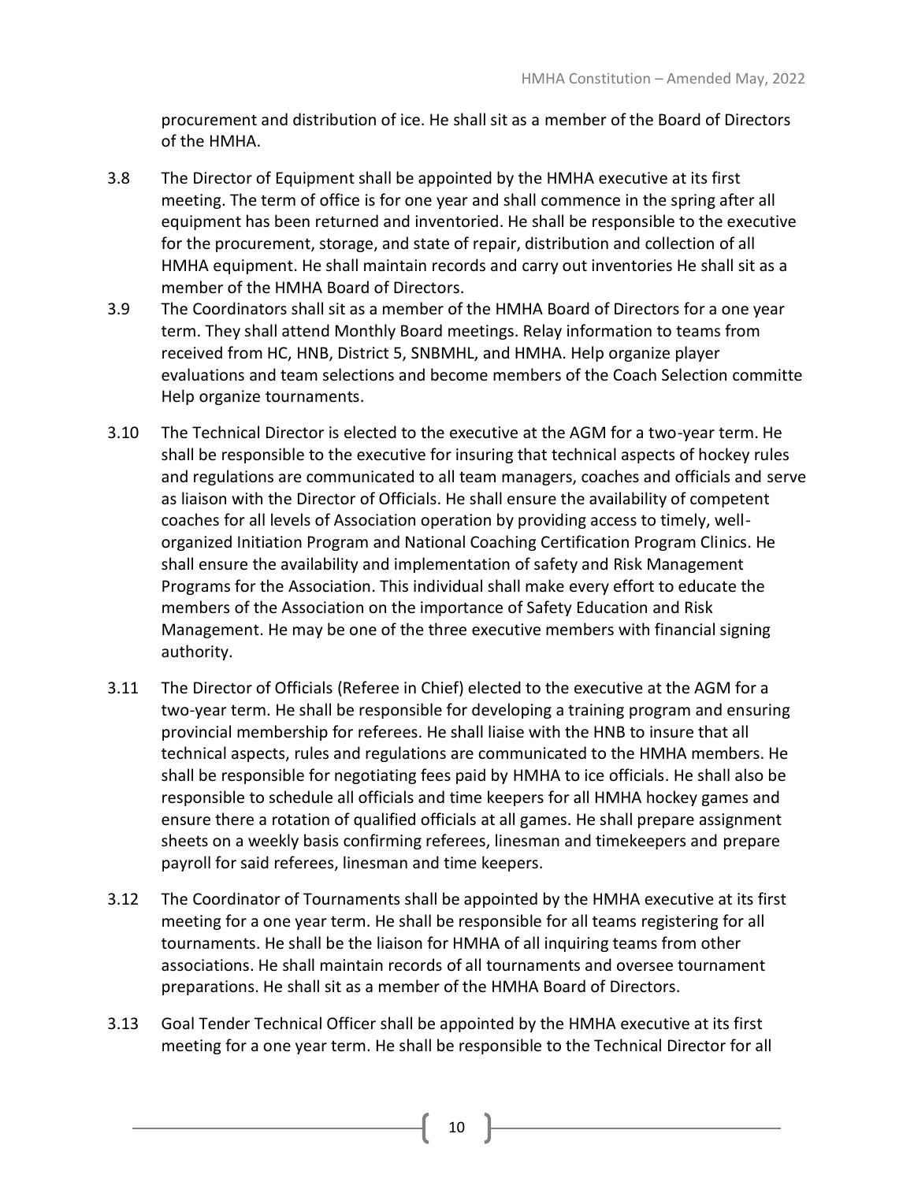procurement and distribution of ice. He shall sit as a member of the Board of Directors of the HMHA.

3.8 The Director of Equipment shall be appointed by the HMHA executive at its first meeting. The term of office is for one year and shall commence in the spring after all equipment has been returned and inventoried. He shall be responsible to the executive for the procurement, storage, and state of repair, distribution and collection of all HMHA equipment. He shall maintain records and carry out inventories He shall sit as a member of the HMHA Board of Directors.

3.9 The Coordinators shall sit as a member of the HMHA Board of Directors for a one year term. They shall attend Monthly Board meetings. Relay information to teams from received from HC, HNB, District 5, SNBMHL, and HMHA. Help organize player evaluations and team selections and become members of the Coach Selection committe Help organize tournaments.

3.10 The Technical Director is elected to the executive at the AGM for a two-year term. He shall be responsible to the executive for insuring that technical aspects of hockey rules and regulations are communicated to all team managers, coaches and officials and serve as liaison with the Director of Officials. He shall ensure the availability of competent coaches for all levels of Association operation by providing access to timely, well-organized Initiation Program and National Coaching Certification Program Clinics. He shall ensure the availability and implementation of safety and Risk Management Programs for the Association. This individual shall make every effort to educate the members of the Association on the importance of Safety Education and Risk Management. He may be one of the three executive members with financial signing authority.

3.11 The Director of Officials (Referee in Chief) elected to the executive at the AGM for a two-year term. He shall be responsible for developing a training program and ensuring provincial membership for referees. He shall liaise with the HNB to insure that all technical aspects, rules and regulations are communicated to the HMHA members. He shall be responsible for negotiating fees paid by HMHA to ice officials. He shall also be responsible to schedule all officials and time keepers for all HMHA hockey games and ensure there a rotation of qualified officials at all games. He shall prepare assignment sheets on a weekly basis confirming referees, linesman and timekeepers and prepare payroll for said referees, linesman and time keepers.

3.12 The Coordinator of Tournaments shall be appointed by the HMHA executive at its first meeting for a one year term. He shall be responsible for all teams registering for all tournaments. He shall be the liaison for HMHA of all inquiring teams from other associations. He shall maintain records of all tournaments and oversee tournament preparations. He shall sit as a member of the HMHA Board of Directors.

3.13 Goal Tender Technical Officer shall be appointed by the HMHA executive at its first meeting for a one year term. He shall be responsible to the Technical Director for all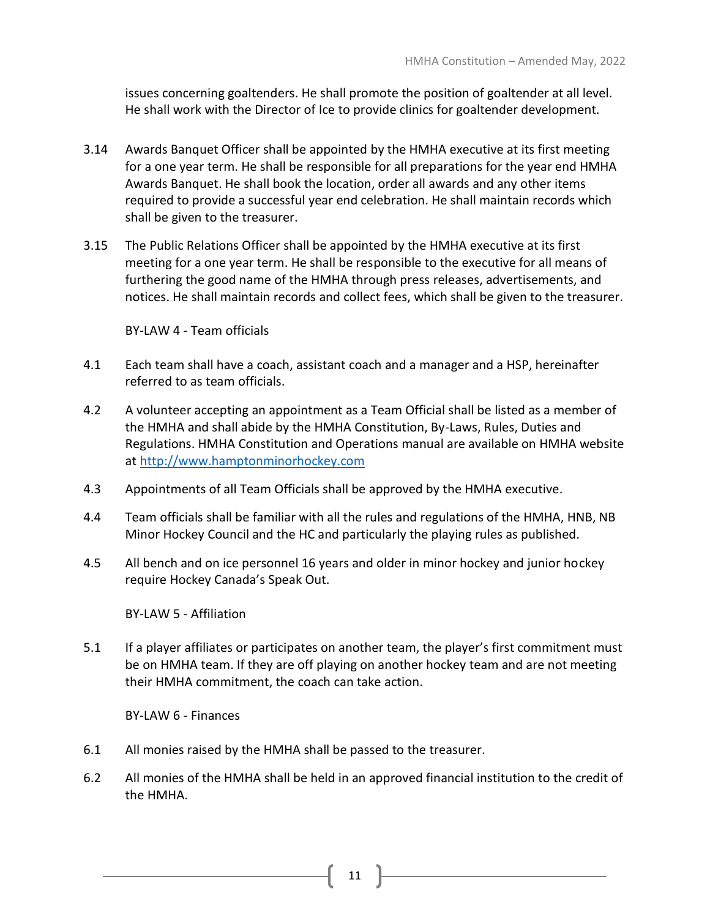issues concerning goaltenders. He shall promote the position of goaltender at all level. He shall work with the Director of Ice to provide clinics for goaltender development.

3.14 Awards Banquet Officer shall be appointed by the HMHA executive at its first meeting for a one year term. He shall be responsible for all preparations for the year end HMHA Awards Banquet. He shall book the location, order all awards and any other items required to provide a successful year end celebration. He shall maintain records which shall be given to the treasurer.

3.15 The Public Relations Officer shall be appointed by the HMHA executive at its first meeting for a one year term. He shall be responsible to the executive for all means of furthering the good name of the HMHA through press releases, advertisements, and notices. He shall maintain records and collect fees, which shall be given to the treasurer.

BY-LAW 4 - Team officials

4.1 Each team shall have a coach, assistant coach and a manager and a HSP, hereinafter referred to as team officials.

4.2 A volunteer accepting an appointment as a Team Official shall be listed as a member of the HMHA and shall abide by the HMHA Constitution, By-Laws, Rules, Duties and Regulations. HMHA Constitution and Operations manual are available on HMHA website at http://www.hamptonminorhockey.com

4.3 Appointments of all Team Officials shall be approved by the HMHA executive.

4.4 Team officials shall be familiar with all the rules and regulations of the HMHA, HNB, NB Minor Hockey Council and the HC and particularly the playing rules as published.

4.5 All bench and on ice personnel 16 years and older in minor hockey and junior hockey require Hockey Canada's Speak Out.

BY-LAW 5 - Affiliation

5.1 If a player affiliates or participates on another team, the player's first commitment must be on HMHA team. If they are off playing on another hockey team and are not meeting their HMHA commitment, the coach can take action.

BY-LAW 6 - Finances

6.1 All monies raised by the HMHA shall be passed to the treasurer.

6.2 All monies of the HMHA shall be held in an approved financial institution to the credit of the HMHA.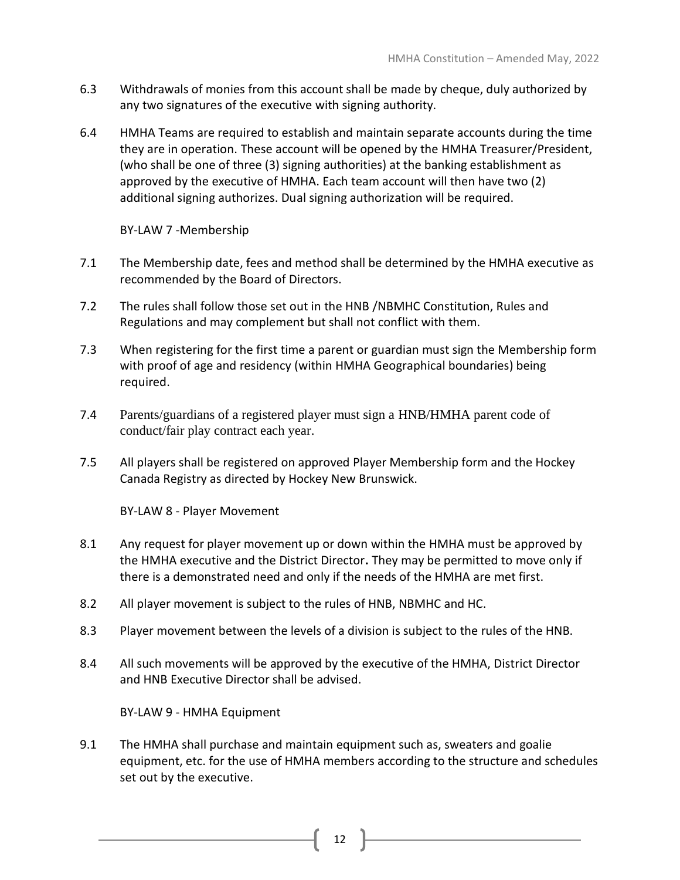6.3 Withdrawals of monies from this account shall be made by cheque, duly authorized by any two signatures of the executive with signing authority.

6.4 HMHA Teams are required to establish and maintain separate accounts during the time they are in operation. These account will be opened by the HMHA Treasurer/President, (who shall be one of three (3) signing authorities) at the banking establishment as approved by the executive of HMHA. Each team account will then have two (2) additional signing authorizes. Dual signing authorization will be required.

BY-LAW 7 -Membership

7.1 The Membership date, fees and method shall be determined by the HMHA executive as recommended by the Board of Directors.

7.2 The rules shall follow those set out in the HNB /NBMHC Constitution, Rules and Regulations and may complement but shall not conflict with them.

7.3 When registering for the first time a parent or guardian must sign the Membership form with proof of age and residency (within HMHA Geographical boundaries) being required.

7.4 Parents/guardians of a registered player must sign a HNB/HMHA parent code of conduct/fair play contract each year.

7.5 All players shall be registered on approved Player Membership form and the Hockey Canada Registry as directed by Hockey New Brunswick.

BY-LAW 8 - Player Movement

8.1 Any request for player movement up or down within the HMHA must be approved by the HMHA executive and the District Director**.** They may be permitted to move only if there is a demonstrated need and only if the needs of the HMHA are met first.

8.2 All player movement is subject to the rules of HNB, NBMHC and HC.

8.3 Player movement between the levels of a division is subject to the rules of the HNB.

8.4 All such movements will be approved by the executive of the HMHA, District Director and HNB Executive Director shall be advised.

BY-LAW 9 - HMHA Equipment

9.1 The HMHA shall purchase and maintain equipment such as, sweaters and goalie equipment, etc. for the use of HMHA members according to the structure and schedules set out by the executive.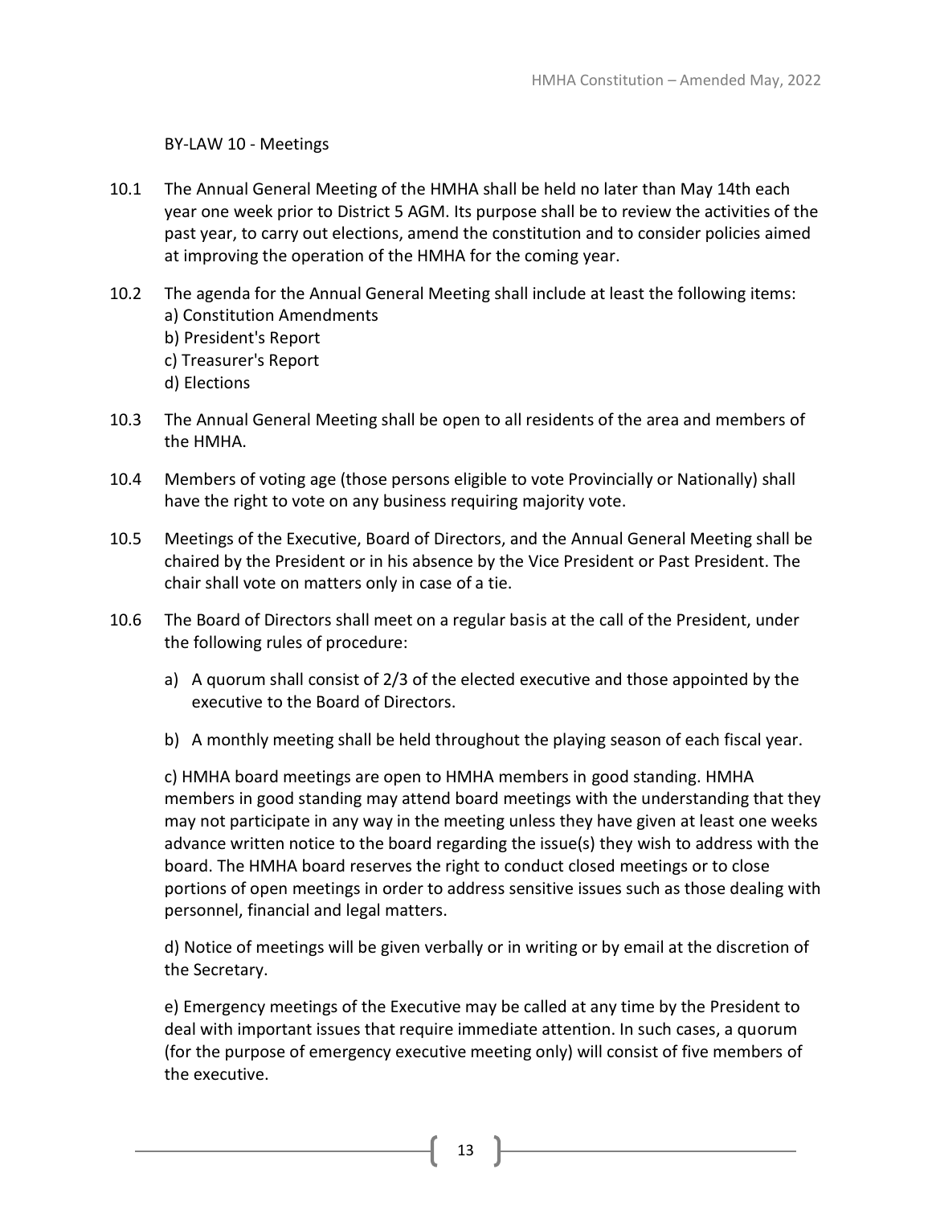## BY-LAW 10 - Meetings

10.1 The Annual General Meeting of the HMHA shall be held no later than May 14th each year one week prior to District 5 AGM. Its purpose shall be to review the activities of the past year, to carry out elections, amend the constitution and to consider policies aimed at improving the operation of the HMHA for the coming year.

10.2 The agenda for the Annual General Meeting shall include at least the following items:
a) Constitution Amendments
b) President's Report
c) Treasurer's Report
d) Elections

10.3 The Annual General Meeting shall be open to all residents of the area and members of the HMHA.

10.4 Members of voting age (those persons eligible to vote Provincially or Nationally) shall have the right to vote on any business requiring majority vote.

10.5 Meetings of the Executive, Board of Directors, and the Annual General Meeting shall be chaired by the President or in his absence by the Vice President or Past President. The chair shall vote on matters only in case of a tie.

10.6 The Board of Directors shall meet on a regular basis at the call of the President, under the following rules of procedure:

a) A quorum shall consist of 2/3 of the elected executive and those appointed by the executive to the Board of Directors.

b) A monthly meeting shall be held throughout the playing season of each fiscal year.

c) HMHA board meetings are open to HMHA members in good standing. HMHA members in good standing may attend board meetings with the understanding that they may not participate in any way in the meeting unless they have given at least one weeks advance written notice to the board regarding the issue(s) they wish to address with the board. The HMHA board reserves the right to conduct closed meetings or to close portions of open meetings in order to address sensitive issues such as those dealing with personnel, financial and legal matters.

d) Notice of meetings will be given verbally or in writing or by email at the discretion of the Secretary.

e) Emergency meetings of the Executive may be called at any time by the President to deal with important issues that require immediate attention. In such cases, a quorum (for the purpose of emergency executive meeting only) will consist of five members of the executive.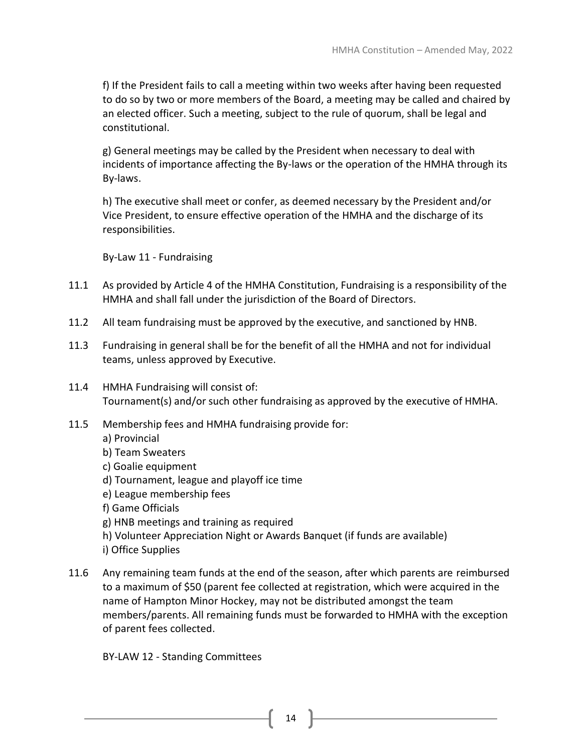f) If the President fails to call a meeting within two weeks after having been requested to do so by two or more members of the Board, a meeting may be called and chaired by an elected officer. Such a meeting, subject to the rule of quorum, shall be legal and constitutional.

g) General meetings may be called by the President when necessary to deal with incidents of importance affecting the By-laws or the operation of the HMHA through its By-laws.

h) The executive shall meet or confer, as deemed necessary by the President and/or Vice President, to ensure effective operation of the HMHA and the discharge of its responsibilities.

By-Law 11 - Fundraising

11.1 As provided by Article 4 of the HMHA Constitution, Fundraising is a responsibility of the HMHA and shall fall under the jurisdiction of the Board of Directors.

11.2 All team fundraising must be approved by the executive, and sanctioned by HNB.

11.3 Fundraising in general shall be for the benefit of all the HMHA and not for individual teams, unless approved by Executive.

11.4 HMHA Fundraising will consist of:
Tournament(s) and/or such other fundraising as approved by the executive of HMHA.

11.5 Membership fees and HMHA fundraising provide for:
a) Provincial
b) Team Sweaters
c) Goalie equipment
d) Tournament, league and playoff ice time
e) League membership fees
f) Game Officials
g) HNB meetings and training as required
h) Volunteer Appreciation Night or Awards Banquet (if funds are available)
i) Office Supplies

11.6 Any remaining team funds at the end of the season, after which parents are reimbursed to a maximum of $50 (parent fee collected at registration, which were acquired in the name of Hampton Minor Hockey, may not be distributed amongst the team members/parents. All remaining funds must be forwarded to HMHA with the exception of parent fees collected.

BY-LAW 12 - Standing Committees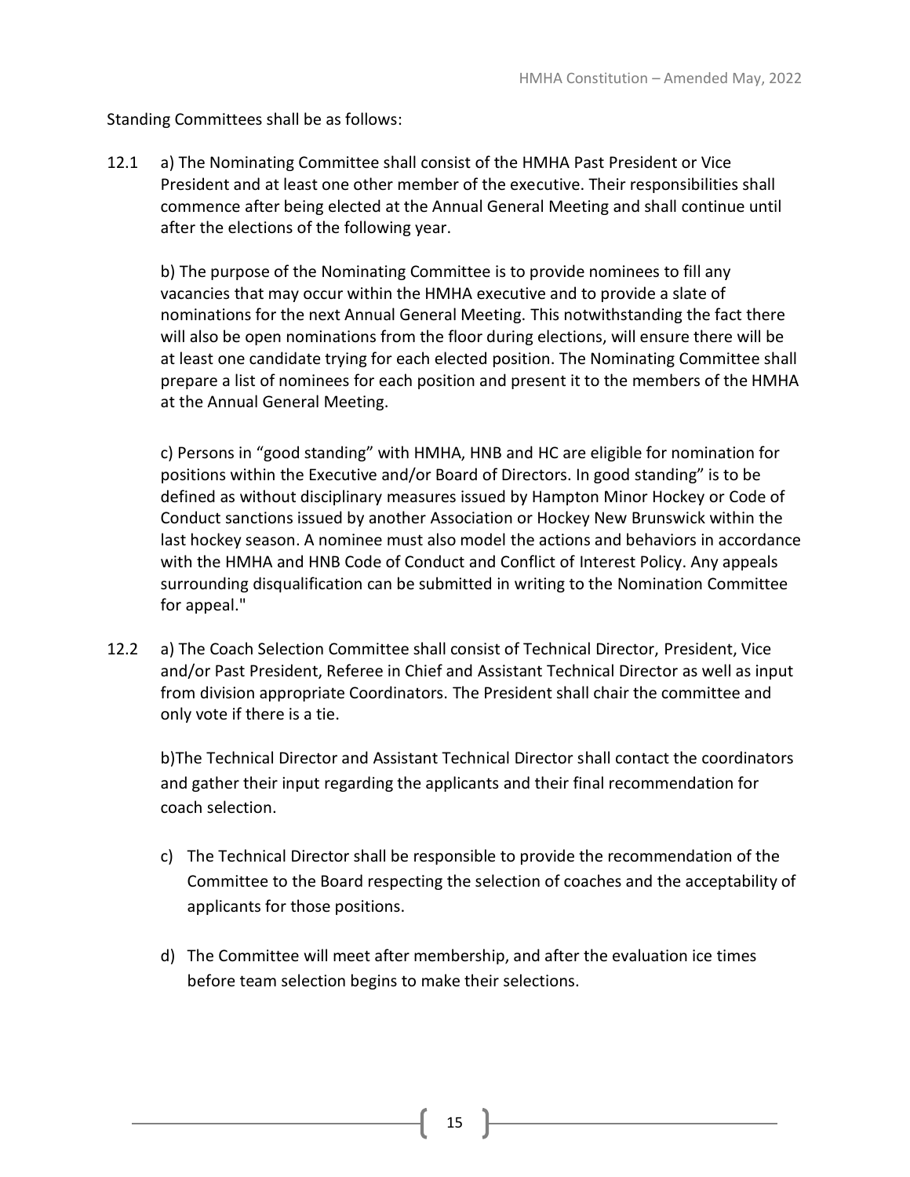Standing Committees shall be as follows:

12.1 a) The Nominating Committee shall consist of the HMHA Past President or Vice President and at least one other member of the executive. Their responsibilities shall commence after being elected at the Annual General Meeting and shall continue until after the elections of the following year.

b) The purpose of the Nominating Committee is to provide nominees to fill any vacancies that may occur within the HMHA executive and to provide a slate of nominations for the next Annual General Meeting. This notwithstanding the fact there will also be open nominations from the floor during elections, will ensure there will be at least one candidate trying for each elected position. The Nominating Committee shall prepare a list of nominees for each position and present it to the members of the HMHA at the Annual General Meeting.

c) Persons in "good standing" with HMHA, HNB and HC are eligible for nomination for positions within the Executive and/or Board of Directors. In good standing" is to be defined as without disciplinary measures issued by Hampton Minor Hockey or Code of Conduct sanctions issued by another Association or Hockey New Brunswick within the last hockey season. A nominee must also model the actions and behaviors in accordance with the HMHA and HNB Code of Conduct and Conflict of Interest Policy. Any appeals surrounding disqualification can be submitted in writing to the Nomination Committee for appeal."

12.2 a) The Coach Selection Committee shall consist of Technical Director, President, Vice and/or Past President, Referee in Chief and Assistant Technical Director as well as input from division appropriate Coordinators. The President shall chair the committee and only vote if there is a tie.

b)The Technical Director and Assistant Technical Director shall contact the coordinators and gather their input regarding the applicants and their final recommendation for coach selection.

c) The Technical Director shall be responsible to provide the recommendation of the Committee to the Board respecting the selection of coaches and the acceptability of applicants for those positions.

d) The Committee will meet after membership, and after the evaluation ice times before team selection begins to make their selections.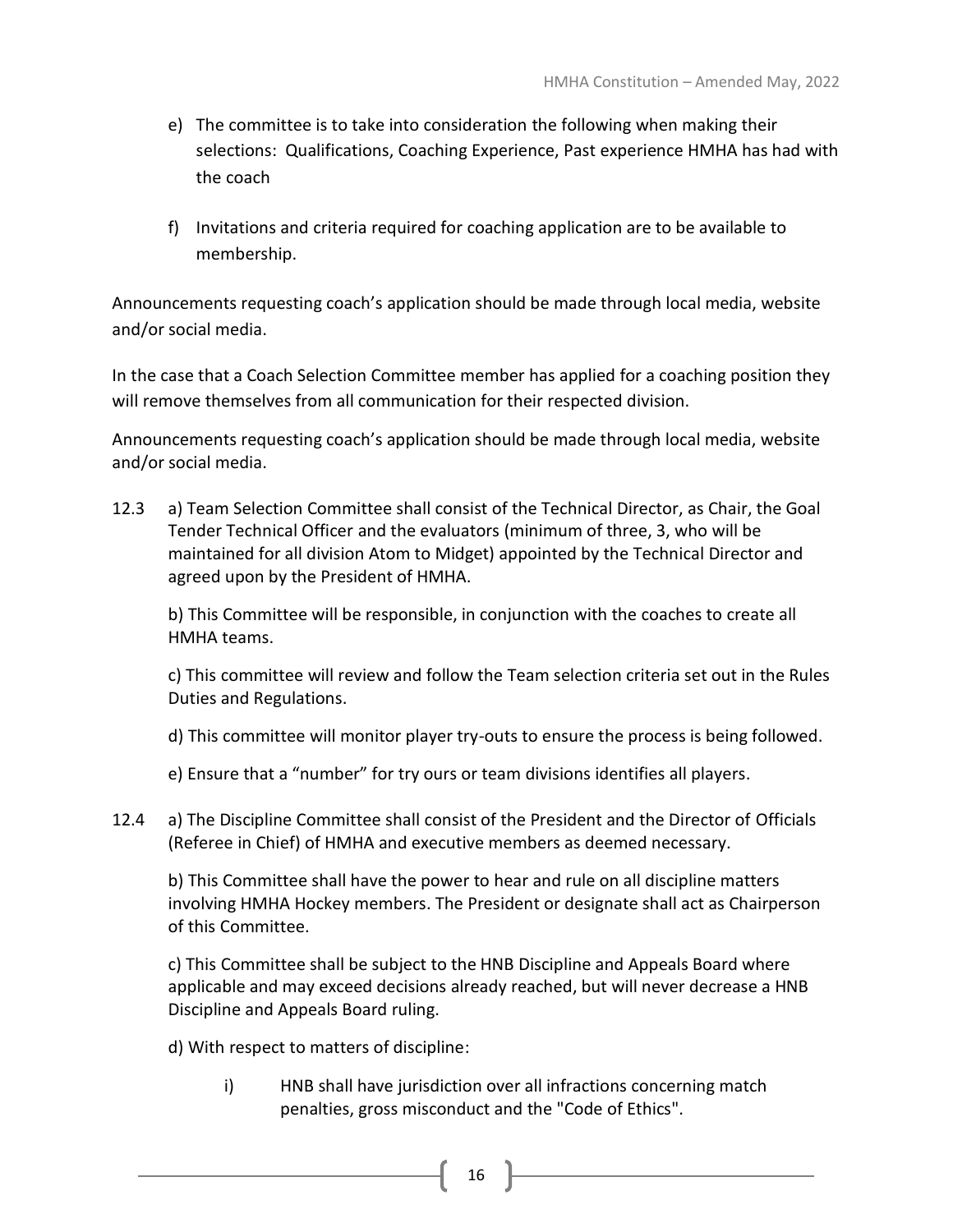e) The committee is to take into consideration the following when making their selections: Qualifications, Coaching Experience, Past experience HMHA has had with the coach

f) Invitations and criteria required for coaching application are to be available to membership.

Announcements requesting coach's application should be made through local media, website and/or social media.

In the case that a Coach Selection Committee member has applied for a coaching position they will remove themselves from all communication for their respected division.

Announcements requesting coach's application should be made through local media, website and/or social media.

12.3 a) Team Selection Committee shall consist of the Technical Director, as Chair, the Goal Tender Technical Officer and the evaluators (minimum of three, 3, who will be maintained for all division Atom to Midget) appointed by the Technical Director and agreed upon by the President of HMHA.

b) This Committee will be responsible, in conjunction with the coaches to create all HMHA teams.

c) This committee will review and follow the Team selection criteria set out in the Rules Duties and Regulations.

d) This committee will monitor player try-outs to ensure the process is being followed.

e) Ensure that a "number" for try ours or team divisions identifies all players.

12.4 a) The Discipline Committee shall consist of the President and the Director of Officials (Referee in Chief) of HMHA and executive members as deemed necessary.

b) This Committee shall have the power to hear and rule on all discipline matters involving HMHA Hockey members. The President or designate shall act as Chairperson of this Committee.

c) This Committee shall be subject to the HNB Discipline and Appeals Board where applicable and may exceed decisions already reached, but will never decrease a HNB Discipline and Appeals Board ruling.

d) With respect to matters of discipline:

i) HNB shall have jurisdiction over all infractions concerning match penalties, gross misconduct and the "Code of Ethics".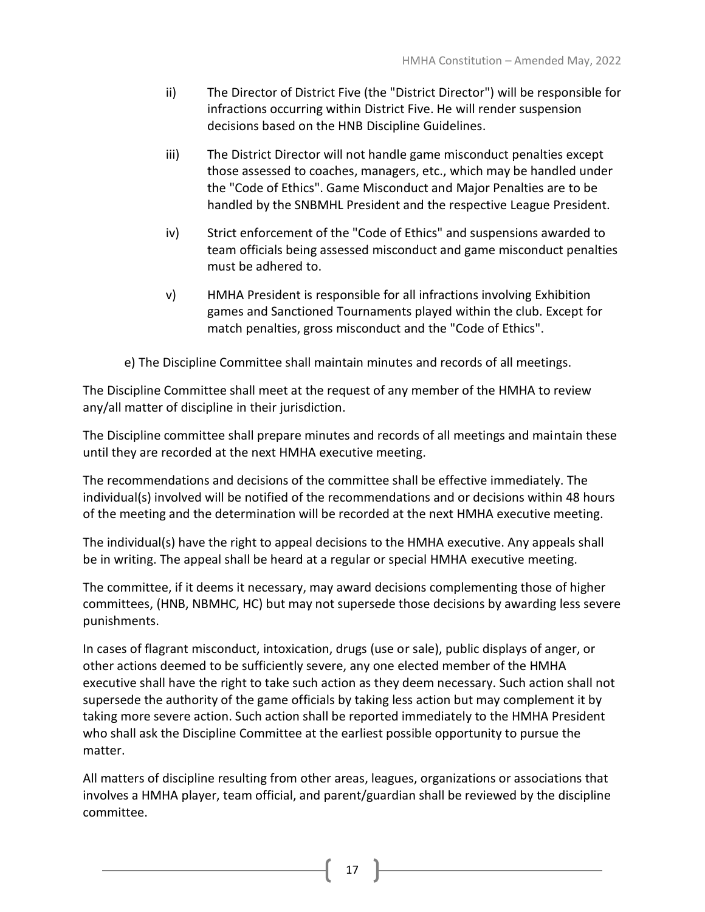ii) The Director of District Five (the "District Director") will be responsible for infractions occurring within District Five. He will render suspension decisions based on the HNB Discipline Guidelines.

iii) The District Director will not handle game misconduct penalties except those assessed to coaches, managers, etc., which may be handled under the "Code of Ethics". Game Misconduct and Major Penalties are to be handled by the SNBMHL President and the respective League President.

iv) Strict enforcement of the "Code of Ethics" and suspensions awarded to team officials being assessed misconduct and game misconduct penalties must be adhered to.

v) HMHA President is responsible for all infractions involving Exhibition games and Sanctioned Tournaments played within the club. Except for match penalties, gross misconduct and the "Code of Ethics".

e) The Discipline Committee shall maintain minutes and records of all meetings.

The Discipline Committee shall meet at the request of any member of the HMHA to review any/all matter of discipline in their jurisdiction.

The Discipline committee shall prepare minutes and records of all meetings and maintain these until they are recorded at the next HMHA executive meeting.

The recommendations and decisions of the committee shall be effective immediately. The individual(s) involved will be notified of the recommendations and or decisions within 48 hours of the meeting and the determination will be recorded at the next HMHA executive meeting.

The individual(s) have the right to appeal decisions to the HMHA executive. Any appeals shall be in writing. The appeal shall be heard at a regular or special HMHA executive meeting.

The committee, if it deems it necessary, may award decisions complementing those of higher committees, (HNB, NBMHC, HC) but may not supersede those decisions by awarding less severe punishments.

In cases of flagrant misconduct, intoxication, drugs (use or sale), public displays of anger, or other actions deemed to be sufficiently severe, any one elected member of the HMHA executive shall have the right to take such action as they deem necessary. Such action shall not supersede the authority of the game officials by taking less action but may complement it by taking more severe action. Such action shall be reported immediately to the HMHA President who shall ask the Discipline Committee at the earliest possible opportunity to pursue the matter.

All matters of discipline resulting from other areas, leagues, organizations or associations that involves a HMHA player, team official, and parent/guardian shall be reviewed by the discipline committee.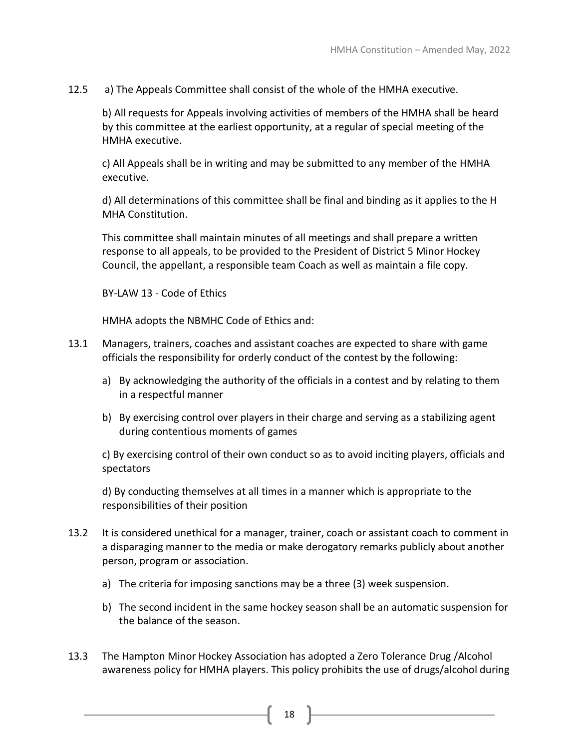12.5 a) The Appeals Committee shall consist of the whole of the HMHA executive.

b) All requests for Appeals involving activities of members of the HMHA shall be heard by this committee at the earliest opportunity, at a regular of special meeting of the HMHA executive.

c) All Appeals shall be in writing and may be submitted to any member of the HMHA executive.

d) All determinations of this committee shall be final and binding as it applies to the H MHA Constitution.

This committee shall maintain minutes of all meetings and shall prepare a written response to all appeals, to be provided to the President of District 5 Minor Hockey Council, the appellant, a responsible team Coach as well as maintain a file copy.

## BY-LAW 13 - Code of Ethics

HMHA adopts the NBMHC Code of Ethics and:

13.1 Managers, trainers, coaches and assistant coaches are expected to share with game officials the responsibility for orderly conduct of the contest by the following:

a) By acknowledging the authority of the officials in a contest and by relating to them in a respectful manner

b) By exercising control over players in their charge and serving as a stabilizing agent during contentious moments of games

c) By exercising control of their own conduct so as to avoid inciting players, officials and spectators

d) By conducting themselves at all times in a manner which is appropriate to the responsibilities of their position

13.2 It is considered unethical for a manager, trainer, coach or assistant coach to comment in a disparaging manner to the media or make derogatory remarks publicly about another person, program or association.

a) The criteria for imposing sanctions may be a three (3) week suspension.

b) The second incident in the same hockey season shall be an automatic suspension for the balance of the season.

13.3 The Hampton Minor Hockey Association has adopted a Zero Tolerance Drug /Alcohol awareness policy for HMHA players. This policy prohibits the use of drugs/alcohol during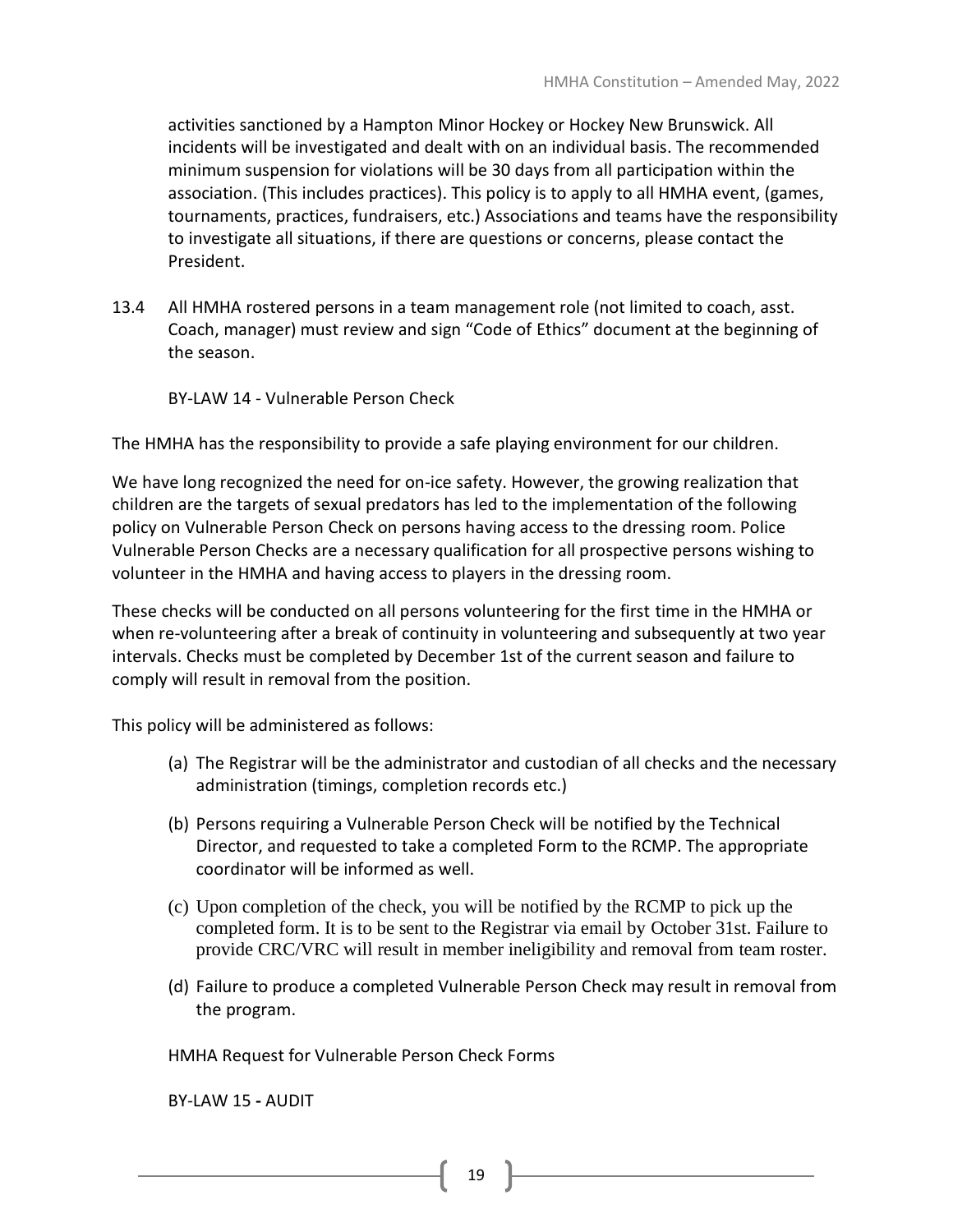activities sanctioned by a Hampton Minor Hockey or Hockey New Brunswick. All incidents will be investigated and dealt with on an individual basis. The recommended minimum suspension for violations will be 30 days from all participation within the association. (This includes practices). This policy is to apply to all HMHA event, (games, tournaments, practices, fundraisers, etc.) Associations and teams have the responsibility to investigate all situations, if there are questions or concerns, please contact the President.

13.4 All HMHA rostered persons in a team management role (not limited to coach, asst. Coach, manager) must review and sign "Code of Ethics" document at the beginning of the season.

## BY-LAW 14 - Vulnerable Person Check

The HMHA has the responsibility to provide a safe playing environment for our children.

We have long recognized the need for on-ice safety. However, the growing realization that children are the targets of sexual predators has led to the implementation of the following policy on Vulnerable Person Check on persons having access to the dressing room. Police Vulnerable Person Checks are a necessary qualification for all prospective persons wishing to volunteer in the HMHA and having access to players in the dressing room.

These checks will be conducted on all persons volunteering for the first time in the HMHA or when re-volunteering after a break of continuity in volunteering and subsequently at two year intervals. Checks must be completed by December 1st of the current season and failure to comply will result in removal from the position.

This policy will be administered as follows:

(a) The Registrar will be the administrator and custodian of all checks and the necessary administration (timings, completion records etc.)

(b) Persons requiring a Vulnerable Person Check will be notified by the Technical Director, and requested to take a completed Form to the RCMP. The appropriate coordinator will be informed as well.

(c) Upon completion of the check, you will be notified by the RCMP to pick up the completed form. It is to be sent to the Registrar via email by October 31st. Failure to provide CRC/VRC will result in member ineligibility and removal from team roster.

(d) Failure to produce a completed Vulnerable Person Check may result in removal from the program.

HMHA Request for Vulnerable Person Check Forms

## BY-LAW 15 - AUDIT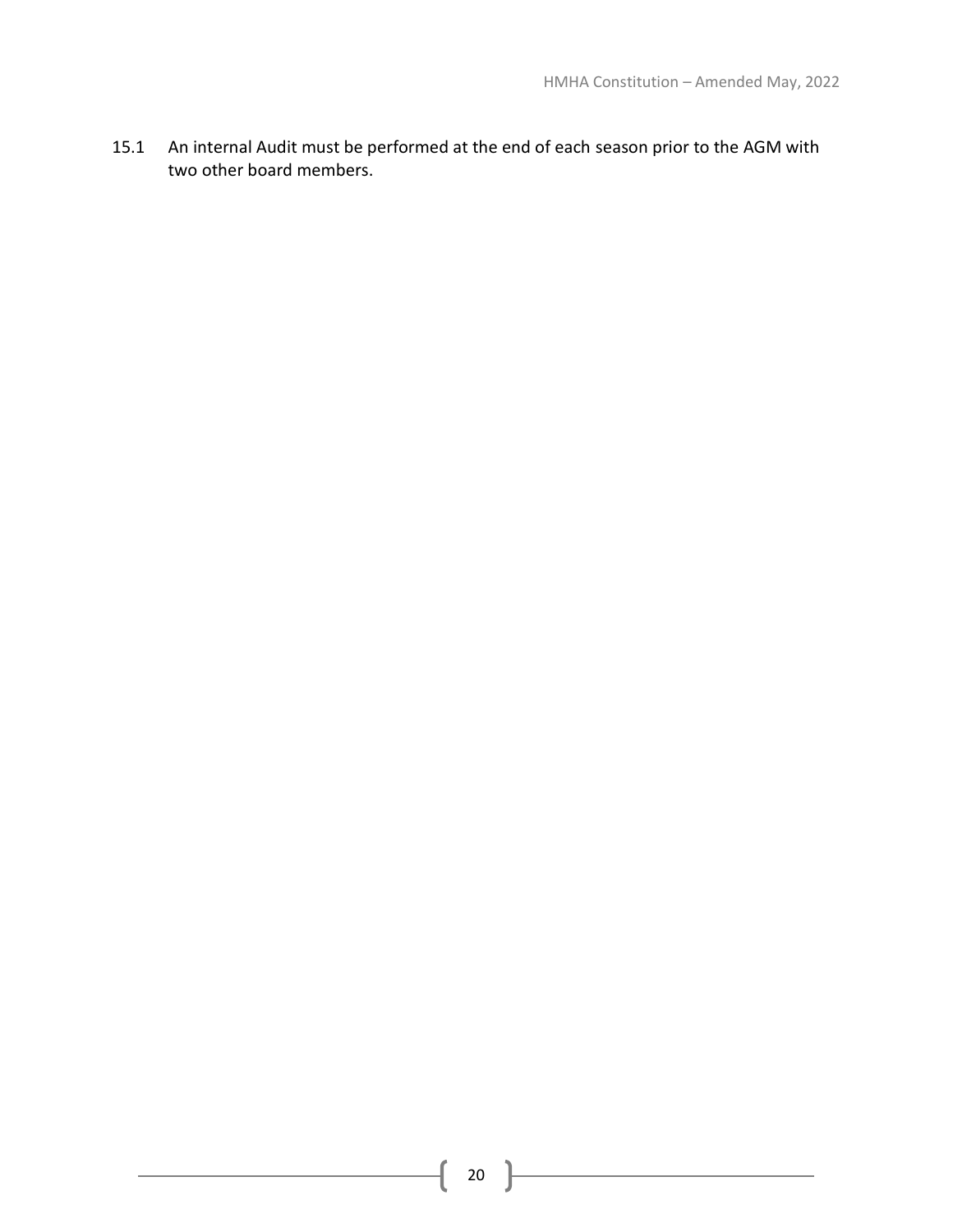15.1 An internal Audit must be performed at the end of each season prior to the AGM with two other board members.